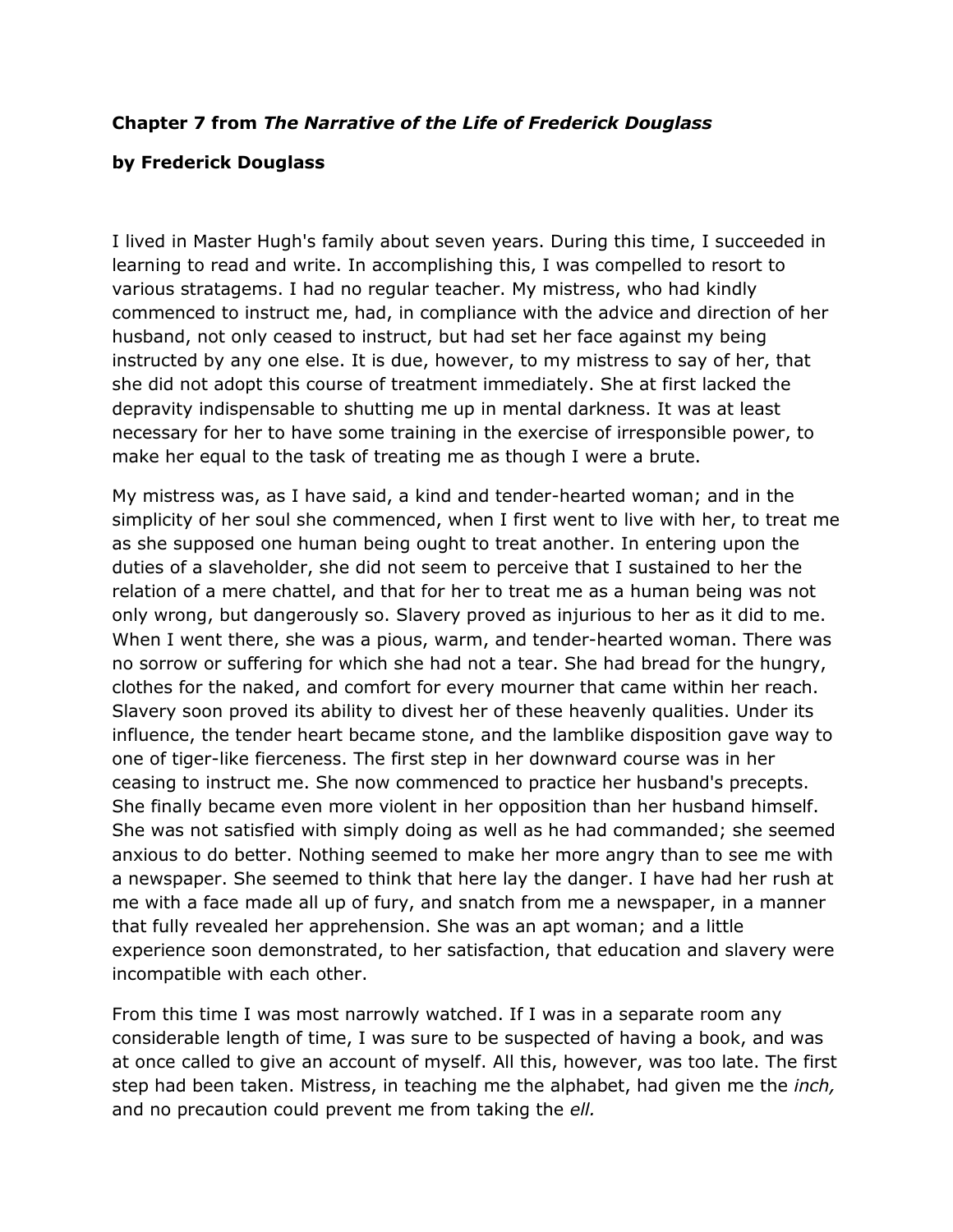**Chapter 7 from *The Narrative of the Life of Frederick Douglass***

**by Frederick Douglass**

I lived in Master Hugh's family about seven years. During this time, I succeeded in learning to read and write. In accomplishing this, I was compelled to resort to various stratagems. I had no regular teacher. My mistress, who had kindly commenced to instruct me, had, in compliance with the advice and direction of her husband, not only ceased to instruct, but had set her face against my being instructed by any one else. It is due, however, to my mistress to say of her, that she did not adopt this course of treatment immediately. She at first lacked the depravity indispensable to shutting me up in mental darkness. It was at least necessary for her to have some training in the exercise of irresponsible power, to make her equal to the task of treating me as though I were a brute.

My mistress was, as I have said, a kind and tender-hearted woman; and in the simplicity of her soul she commenced, when I first went to live with her, to treat me as she supposed one human being ought to treat another. In entering upon the duties of a slaveholder, she did not seem to perceive that I sustained to her the relation of a mere chattel, and that for her to treat me as a human being was not only wrong, but dangerously so. Slavery proved as injurious to her as it did to me. When I went there, she was a pious, warm, and tender-hearted woman. There was no sorrow or suffering for which she had not a tear. She had bread for the hungry, clothes for the naked, and comfort for every mourner that came within her reach. Slavery soon proved its ability to divest her of these heavenly qualities. Under its influence, the tender heart became stone, and the lamblike disposition gave way to one of tiger-like fierceness. The first step in her downward course was in her ceasing to instruct me. She now commenced to practice her husband's precepts. She finally became even more violent in her opposition than her husband himself. She was not satisfied with simply doing as well as he had commanded; she seemed anxious to do better. Nothing seemed to make her more angry than to see me with a newspaper. She seemed to think that here lay the danger. I have had her rush at me with a face made all up of fury, and snatch from me a newspaper, in a manner that fully revealed her apprehension. She was an apt woman; and a little experience soon demonstrated, to her satisfaction, that education and slavery were incompatible with each other.

From this time I was most narrowly watched. If I was in a separate room any considerable length of time, I was sure to be suspected of having a book, and was at once called to give an account of myself. All this, however, was too late. The first step had been taken. Mistress, in teaching me the alphabet, had given me the *inch,* and no precaution could prevent me from taking the *ell.*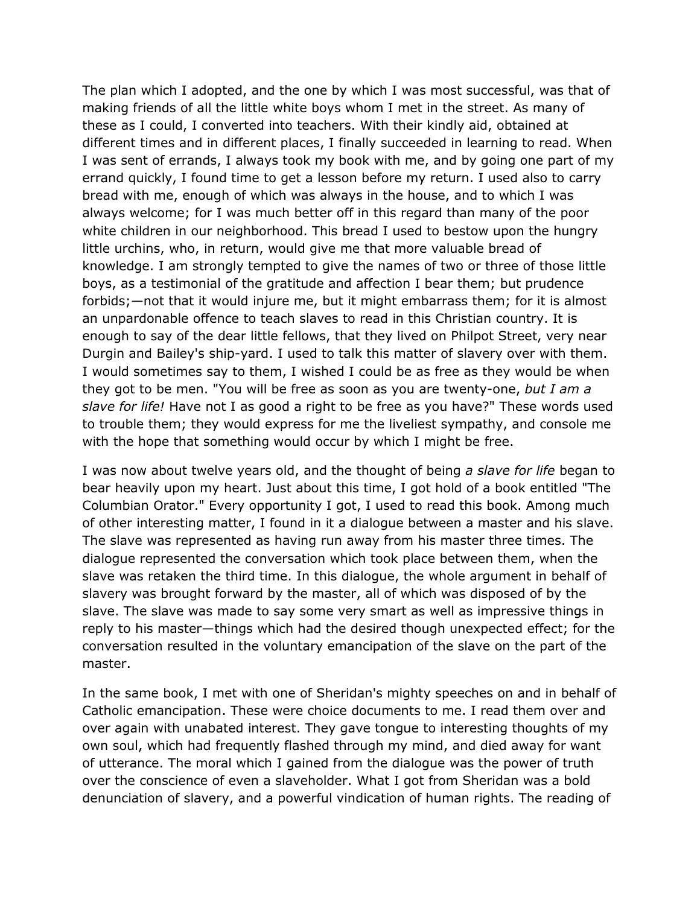The plan which I adopted, and the one by which I was most successful, was that of making friends of all the little white boys whom I met in the street. As many of these as I could, I converted into teachers. With their kindly aid, obtained at different times and in different places, I finally succeeded in learning to read. When I was sent of errands, I always took my book with me, and by going one part of my errand quickly, I found time to get a lesson before my return. I used also to carry bread with me, enough of which was always in the house, and to which I was always welcome; for I was much better off in this regard than many of the poor white children in our neighborhood. This bread I used to bestow upon the hungry little urchins, who, in return, would give me that more valuable bread of knowledge. I am strongly tempted to give the names of two or three of those little boys, as a testimonial of the gratitude and affection I bear them; but prudence forbids;—not that it would injure me, but it might embarrass them; for it is almost an unpardonable offence to teach slaves to read in this Christian country. It is enough to say of the dear little fellows, that they lived on Philpot Street, very near Durgin and Bailey's ship-yard. I used to talk this matter of slavery over with them. I would sometimes say to them, I wished I could be as free as they would be when they got to be men. "You will be free as soon as you are twenty-one, *but I am a slave for life!* Have not I as good a right to be free as you have?" These words used to trouble them; they would express for me the liveliest sympathy, and console me with the hope that something would occur by which I might be free.

I was now about twelve years old, and the thought of being *a slave for life* began to bear heavily upon my heart. Just about this time, I got hold of a book entitled "The Columbian Orator." Every opportunity I got, I used to read this book. Among much of other interesting matter, I found in it a dialogue between a master and his slave. The slave was represented as having run away from his master three times. The dialogue represented the conversation which took place between them, when the slave was retaken the third time. In this dialogue, the whole argument in behalf of slavery was brought forward by the master, all of which was disposed of by the slave. The slave was made to say some very smart as well as impressive things in reply to his master—things which had the desired though unexpected effect; for the conversation resulted in the voluntary emancipation of the slave on the part of the master.

In the same book, I met with one of Sheridan's mighty speeches on and in behalf of Catholic emancipation. These were choice documents to me. I read them over and over again with unabated interest. They gave tongue to interesting thoughts of my own soul, which had frequently flashed through my mind, and died away for want of utterance. The moral which I gained from the dialogue was the power of truth over the conscience of even a slaveholder. What I got from Sheridan was a bold denunciation of slavery, and a powerful vindication of human rights. The reading of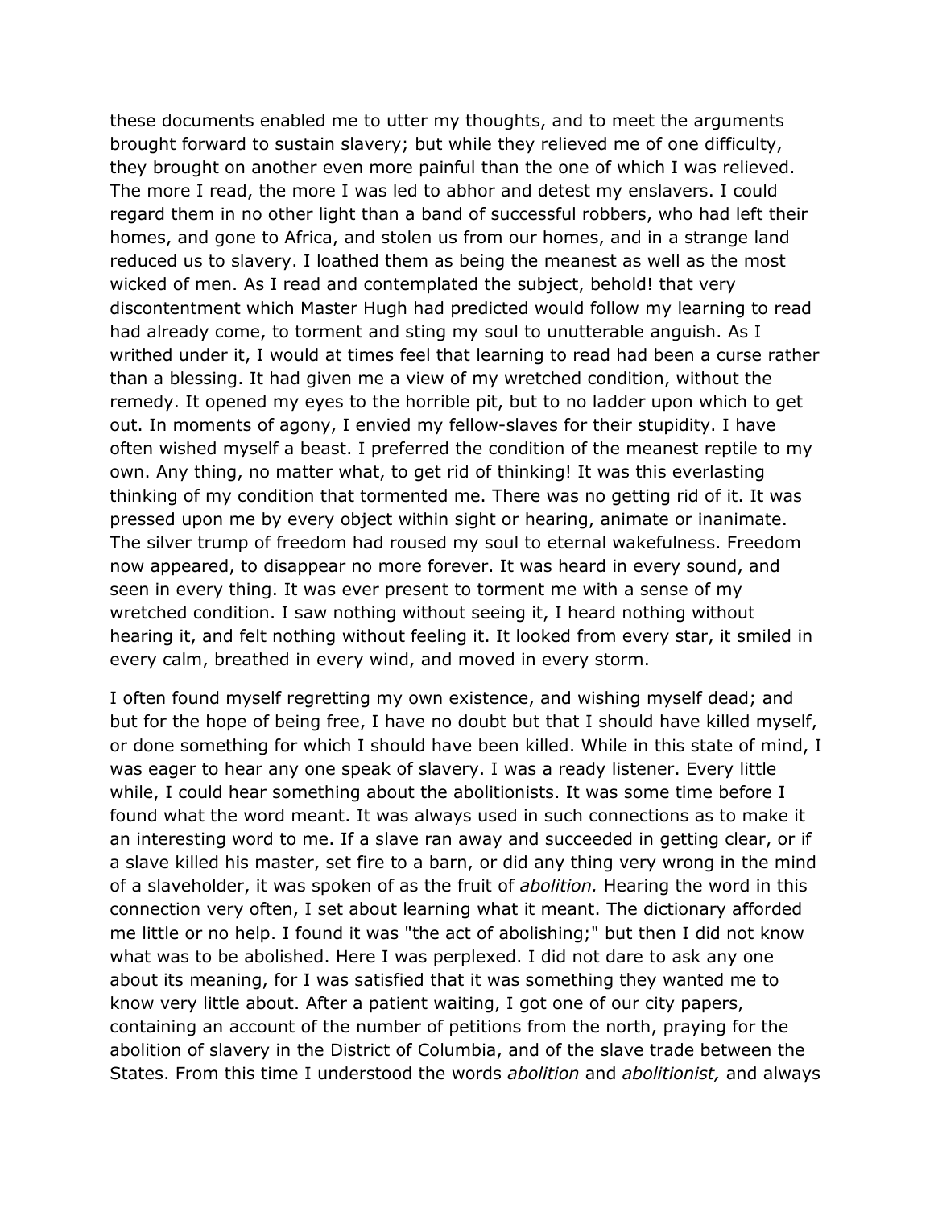these documents enabled me to utter my thoughts, and to meet the arguments brought forward to sustain slavery; but while they relieved me of one difficulty, they brought on another even more painful than the one of which I was relieved. The more I read, the more I was led to abhor and detest my enslavers. I could regard them in no other light than a band of successful robbers, who had left their homes, and gone to Africa, and stolen us from our homes, and in a strange land reduced us to slavery. I loathed them as being the meanest as well as the most wicked of men. As I read and contemplated the subject, behold! that very discontentment which Master Hugh had predicted would follow my learning to read had already come, to torment and sting my soul to unutterable anguish. As I writhed under it, I would at times feel that learning to read had been a curse rather than a blessing. It had given me a view of my wretched condition, without the remedy. It opened my eyes to the horrible pit, but to no ladder upon which to get out. In moments of agony, I envied my fellow-slaves for their stupidity. I have often wished myself a beast. I preferred the condition of the meanest reptile to my own. Any thing, no matter what, to get rid of thinking! It was this everlasting thinking of my condition that tormented me. There was no getting rid of it. It was pressed upon me by every object within sight or hearing, animate or inanimate. The silver trump of freedom had roused my soul to eternal wakefulness. Freedom now appeared, to disappear no more forever. It was heard in every sound, and seen in every thing. It was ever present to torment me with a sense of my wretched condition. I saw nothing without seeing it, I heard nothing without hearing it, and felt nothing without feeling it. It looked from every star, it smiled in every calm, breathed in every wind, and moved in every storm.

I often found myself regretting my own existence, and wishing myself dead; and but for the hope of being free, I have no doubt but that I should have killed myself, or done something for which I should have been killed. While in this state of mind, I was eager to hear any one speak of slavery. I was a ready listener. Every little while, I could hear something about the abolitionists. It was some time before I found what the word meant. It was always used in such connections as to make it an interesting word to me. If a slave ran away and succeeded in getting clear, or if a slave killed his master, set fire to a barn, or did any thing very wrong in the mind of a slaveholder, it was spoken of as the fruit of *abolition.* Hearing the word in this connection very often, I set about learning what it meant. The dictionary afforded me little or no help. I found it was "the act of abolishing;" but then I did not know what was to be abolished. Here I was perplexed. I did not dare to ask any one about its meaning, for I was satisfied that it was something they wanted me to know very little about. After a patient waiting, I got one of our city papers, containing an account of the number of petitions from the north, praying for the abolition of slavery in the District of Columbia, and of the slave trade between the States. From this time I understood the words *abolition* and *abolitionist,* and always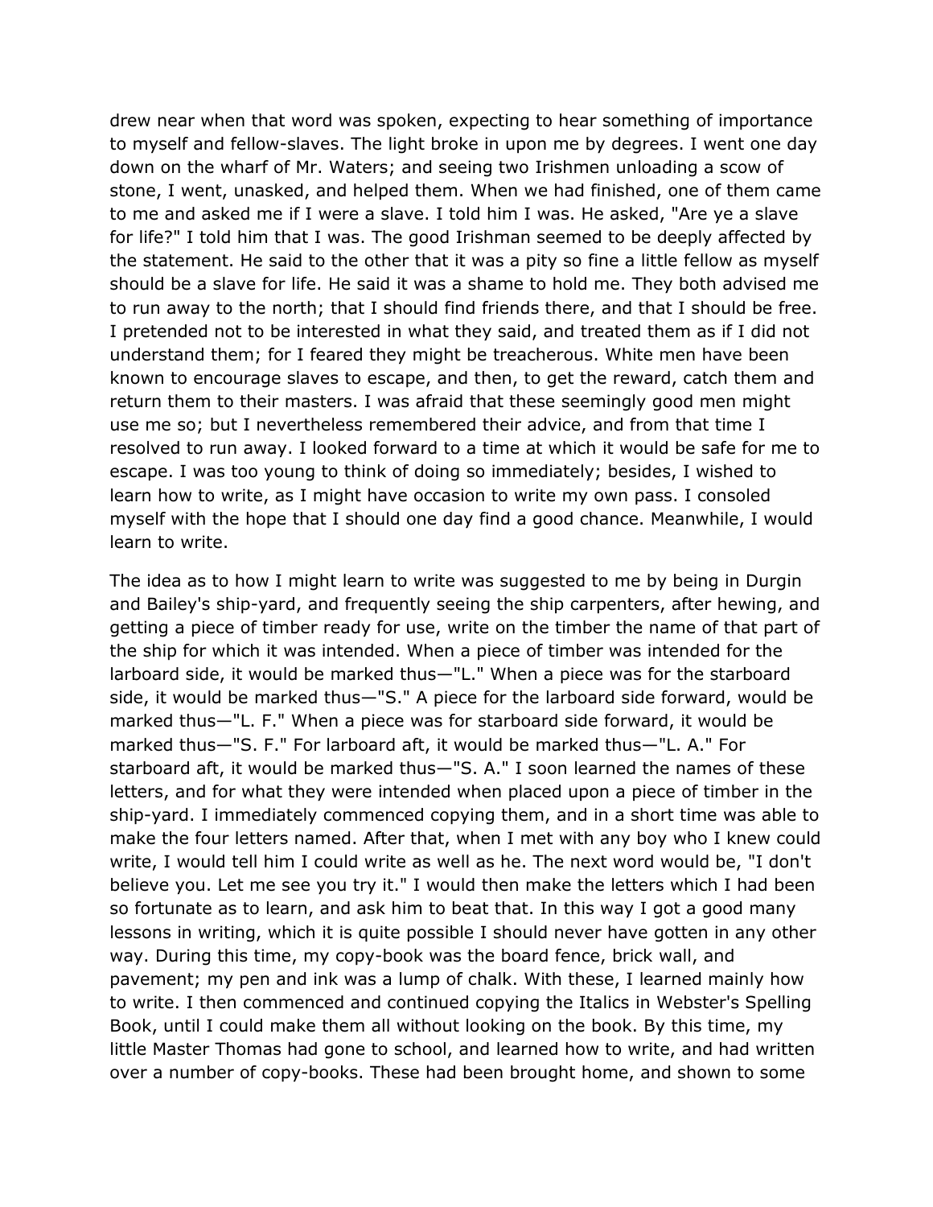drew near when that word was spoken, expecting to hear something of importance to myself and fellow-slaves. The light broke in upon me by degrees. I went one day down on the wharf of Mr. Waters; and seeing two Irishmen unloading a scow of stone, I went, unasked, and helped them. When we had finished, one of them came to me and asked me if I were a slave. I told him I was. He asked, "Are ye a slave for life?" I told him that I was. The good Irishman seemed to be deeply affected by the statement. He said to the other that it was a pity so fine a little fellow as myself should be a slave for life. He said it was a shame to hold me. They both advised me to run away to the north; that I should find friends there, and that I should be free. I pretended not to be interested in what they said, and treated them as if I did not understand them; for I feared they might be treacherous. White men have been known to encourage slaves to escape, and then, to get the reward, catch them and return them to their masters. I was afraid that these seemingly good men might use me so; but I nevertheless remembered their advice, and from that time I resolved to run away. I looked forward to a time at which it would be safe for me to escape. I was too young to think of doing so immediately; besides, I wished to learn how to write, as I might have occasion to write my own pass. I consoled myself with the hope that I should one day find a good chance. Meanwhile, I would learn to write.

The idea as to how I might learn to write was suggested to me by being in Durgin and Bailey's ship-yard, and frequently seeing the ship carpenters, after hewing, and getting a piece of timber ready for use, write on the timber the name of that part of the ship for which it was intended. When a piece of timber was intended for the larboard side, it would be marked thus—"L." When a piece was for the starboard side, it would be marked thus—"S." A piece for the larboard side forward, would be marked thus—"L. F." When a piece was for starboard side forward, it would be marked thus—"S. F." For larboard aft, it would be marked thus—"L. A." For starboard aft, it would be marked thus—"S. A." I soon learned the names of these letters, and for what they were intended when placed upon a piece of timber in the ship-yard. I immediately commenced copying them, and in a short time was able to make the four letters named. After that, when I met with any boy who I knew could write, I would tell him I could write as well as he. The next word would be, "I don't believe you. Let me see you try it." I would then make the letters which I had been so fortunate as to learn, and ask him to beat that. In this way I got a good many lessons in writing, which it is quite possible I should never have gotten in any other way. During this time, my copy-book was the board fence, brick wall, and pavement; my pen and ink was a lump of chalk. With these, I learned mainly how to write. I then commenced and continued copying the Italics in Webster's Spelling Book, until I could make them all without looking on the book. By this time, my little Master Thomas had gone to school, and learned how to write, and had written over a number of copy-books. These had been brought home, and shown to some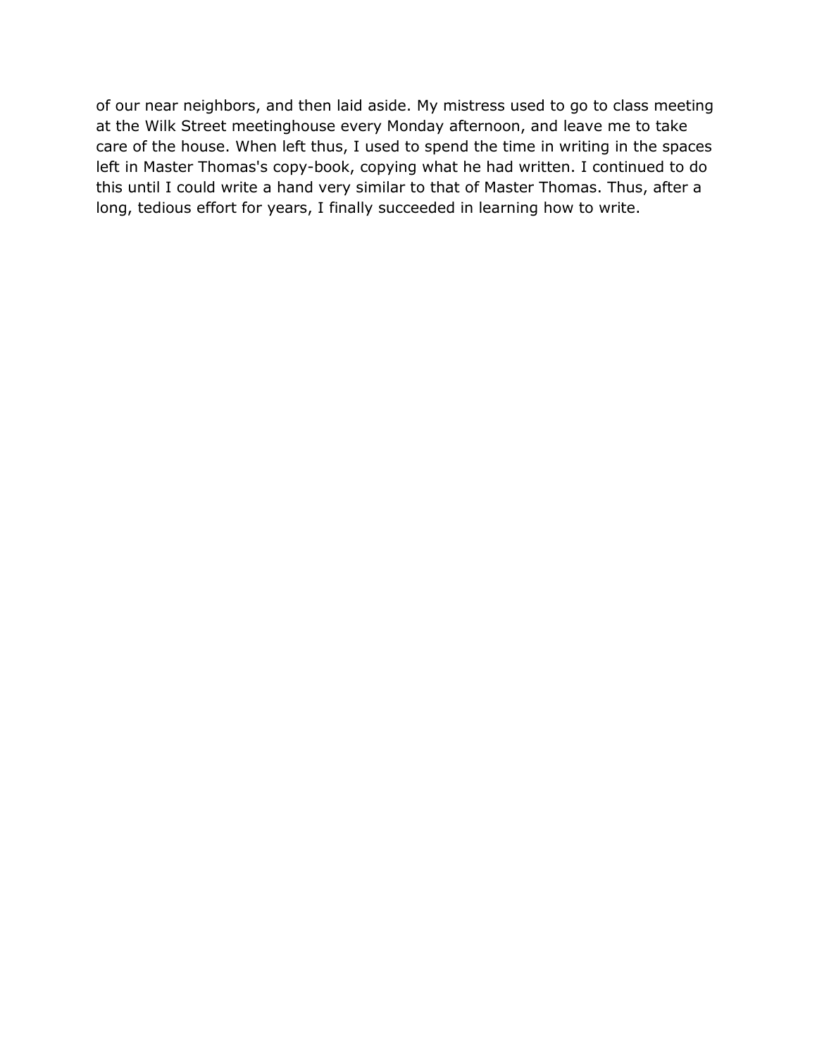of our near neighbors, and then laid aside. My mistress used to go to class meeting at the Wilk Street meetinghouse every Monday afternoon, and leave me to take care of the house. When left thus, I used to spend the time in writing in the spaces left in Master Thomas's copy-book, copying what he had written. I continued to do this until I could write a hand very similar to that of Master Thomas. Thus, after a long, tedious effort for years, I finally succeeded in learning how to write.